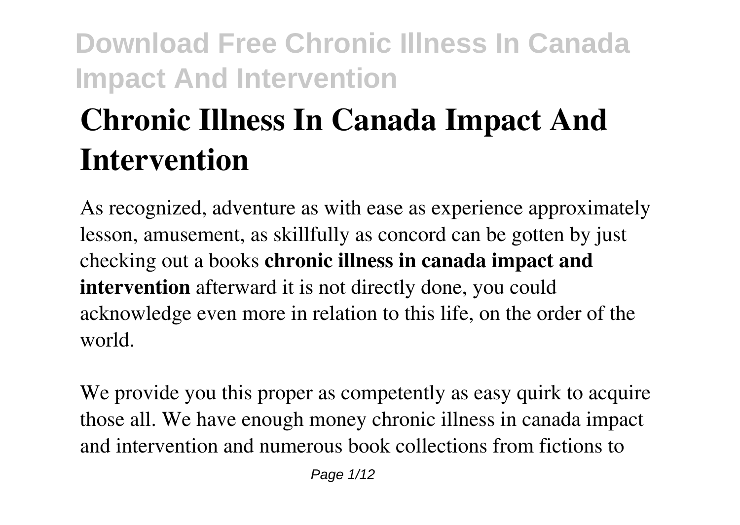# Chronic Illness In Canada Impact And Intervention

As recognized, adventure as with ease as experience approximately lesson, amusement, as skillfully as concord can be gotten by just checking out a books **chronic illness in canada impact and intervention** afterward it is not directly done, you could acknowledge even more in relation to this life, on the order of the world.

We provide you this proper as competently as easy quirk to acquire those all. We have enough money chronic illness in canada impact and intervention and numerous book collections from fictions to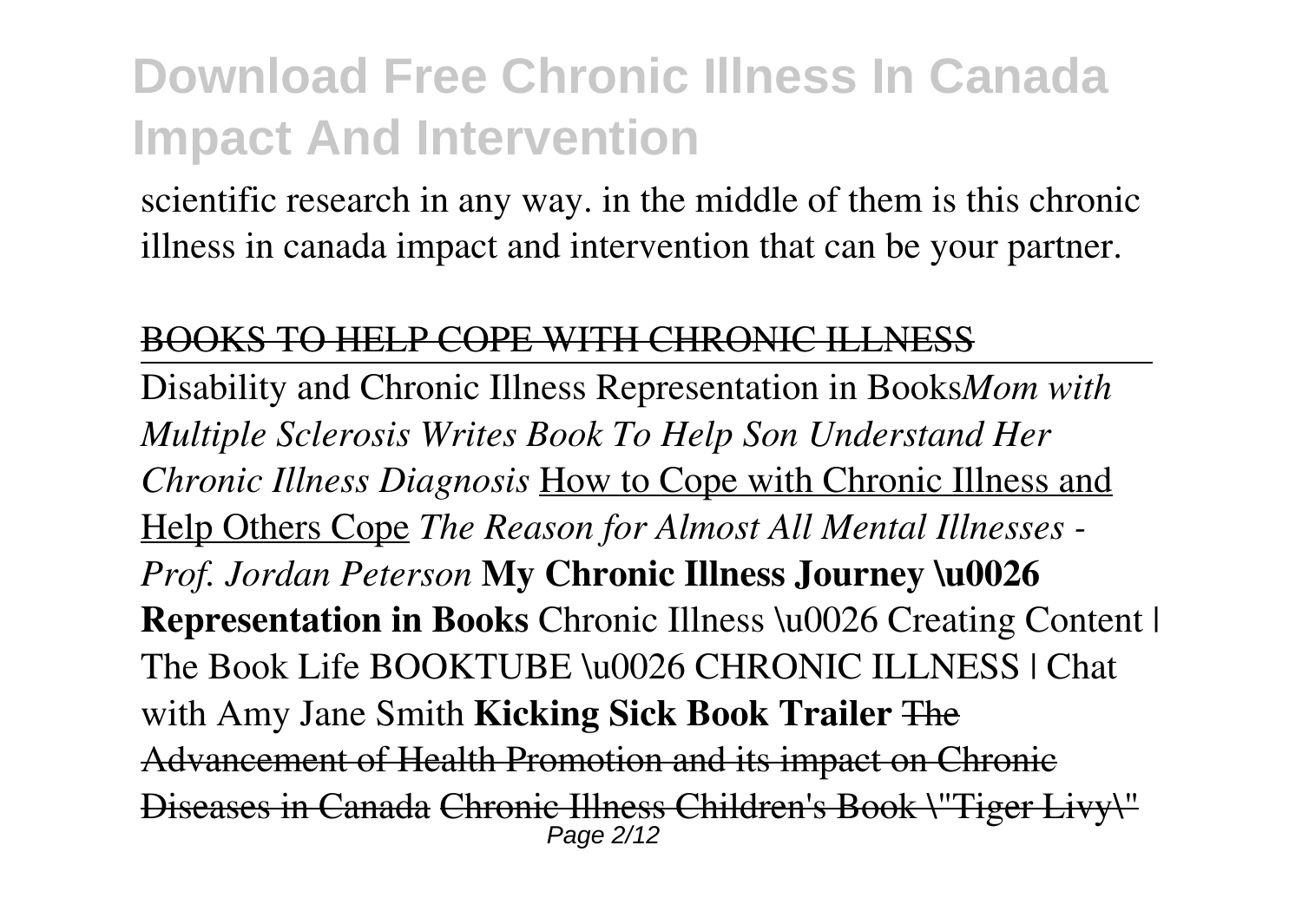scientific research in any way. in the middle of them is this chronic illness in canada impact and intervention that can be your partner.

~~BOOKS TO HELP COPE WITH CHRONIC ILLNESS~~

Disability and Chronic Illness Representation in Books *Mom with Multiple Sclerosis Writes Book To Help Son Understand Her Chronic Illness Diagnosis* How to Cope with Chronic Illness and Help Others Cope *The Reason for Almost All Mental Illnesses - Prof. Jordan Peterson* **My Chronic Illness Journey \u0026 Representation in Books** Chronic Illness \u0026 Creating Content | The Book Life BOOKTUBE \u0026 CHRONIC ILLNESS | Chat with Amy Jane Smith **Kicking Sick Book Trailer** ~~The Advancement of Health Promotion and its impact on Chronic Diseases in Canada~~ ~~Chronic Illness Children's Book \"Tiger Livy\"~~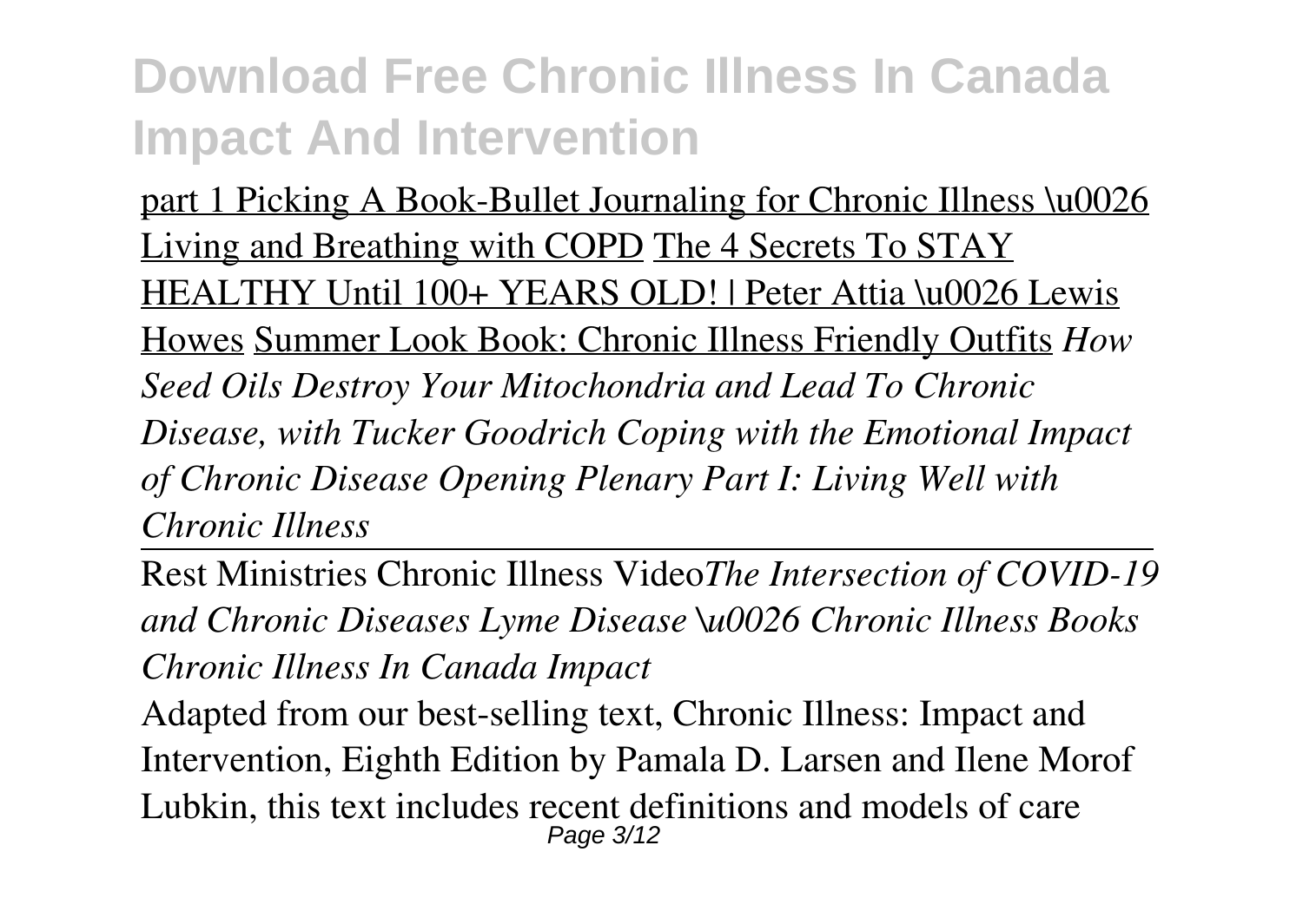part 1 Picking A Book-Bullet Journaling for Chronic Illness \u0026 Living and Breathing with COPD The 4 Secrets To STAY HEALTHY Until 100+ YEARS OLD! | Peter Attia \u0026 Lewis Howes Summer Look Book: Chronic Illness Friendly Outfits *How Seed Oils Destroy Your Mitochondria and Lead To Chronic Disease, with Tucker Goodrich Coping with the Emotional Impact of Chronic Disease Opening Plenary Part I: Living Well with Chronic Illness*

Rest Ministries Chronic Illness Video*The Intersection of COVID-19 and Chronic Diseases Lyme Disease \u0026 Chronic Illness Books Chronic Illness In Canada Impact*

Adapted from our best-selling text, Chronic Illness: Impact and Intervention, Eighth Edition by Pamala D. Larsen and Ilene Morof Lubkin, this text includes recent definitions and models of care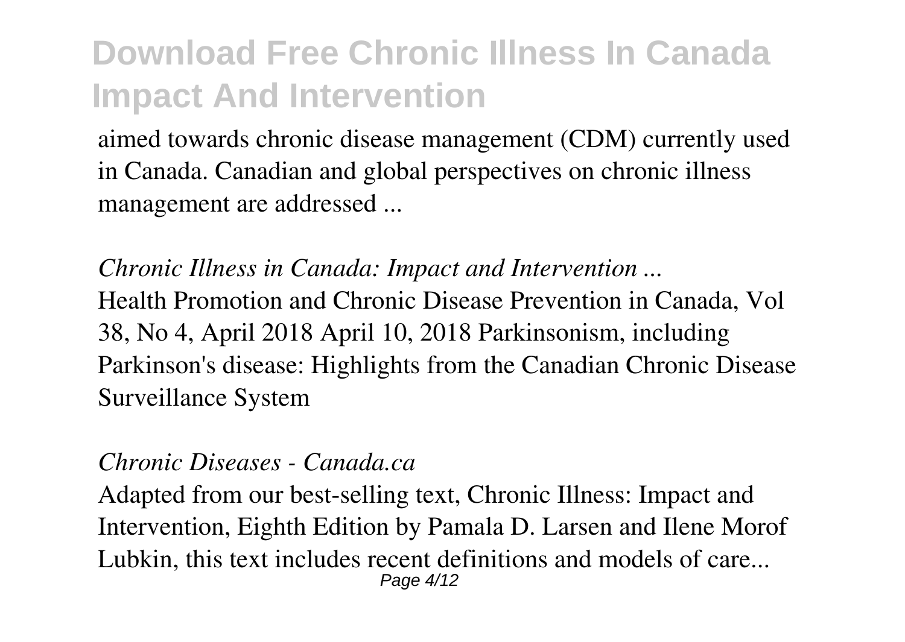aimed towards chronic disease management (CDM) currently used in Canada. Canadian and global perspectives on chronic illness management are addressed ...

*Chronic Illness in Canada: Impact and Intervention ...*

Health Promotion and Chronic Disease Prevention in Canada, Vol 38, No 4, April 2018 April 10, 2018 Parkinsonism, including Parkinson's disease: Highlights from the Canadian Chronic Disease Surveillance System

*Chronic Diseases - Canada.ca*

Adapted from our best-selling text, Chronic Illness: Impact and Intervention, Eighth Edition by Pamala D. Larsen and Ilene Morof Lubkin, this text includes recent definitions and models of care...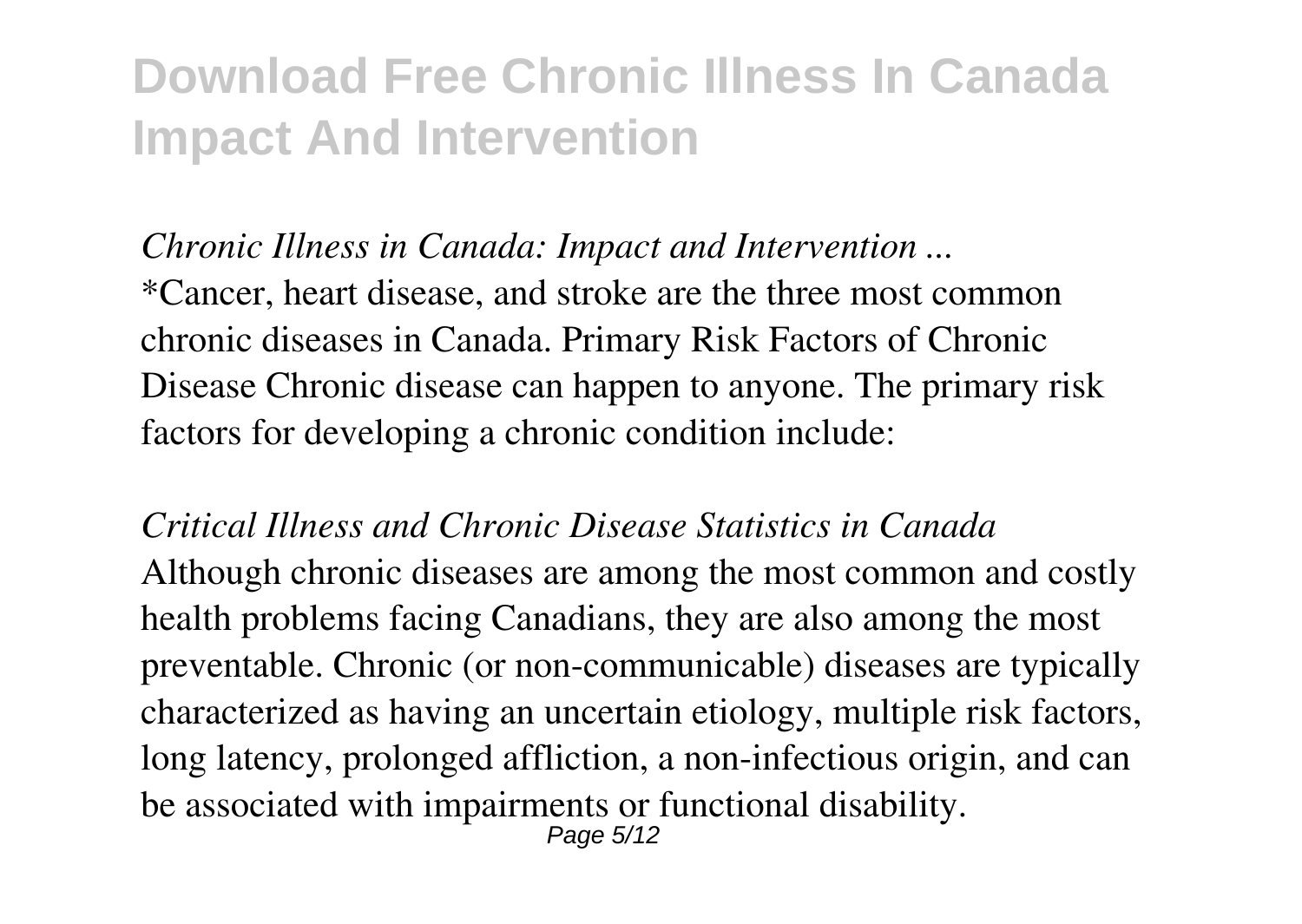*Chronic Illness in Canada: Impact and Intervention ...*

*Cancer, heart disease, and stroke are the three most common chronic diseases in Canada. Primary Risk Factors of Chronic Disease Chronic disease can happen to anyone. The primary risk factors for developing a chronic condition include:

*Critical Illness and Chronic Disease Statistics in Canada*

Although chronic diseases are among the most common and costly health problems facing Canadians, they are also among the most preventable. Chronic (or non-communicable) diseases are typically characterized as having an uncertain etiology, multiple risk factors, long latency, prolonged affliction, a non-infectious origin, and can be associated with impairments or functional disability.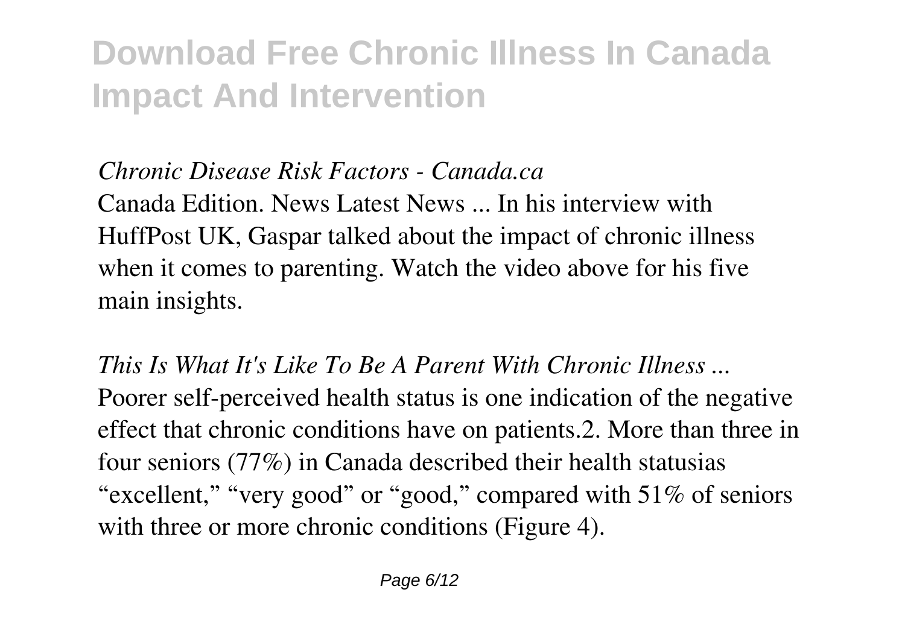*Chronic Disease Risk Factors - Canada.ca*

Canada Edition. News Latest News ... In his interview with HuffPost UK, Gaspar talked about the impact of chronic illness when it comes to parenting. Watch the video above for his five main insights.

*This Is What It's Like To Be A Parent With Chronic Illness ...*

Poorer self-perceived health status is one indication of the negative effect that chronic conditions have on patients.2. More than three in four seniors (77%) in Canada described their health statusias "excellent," "very good" or "good," compared with 51% of seniors with three or more chronic conditions (Figure 4).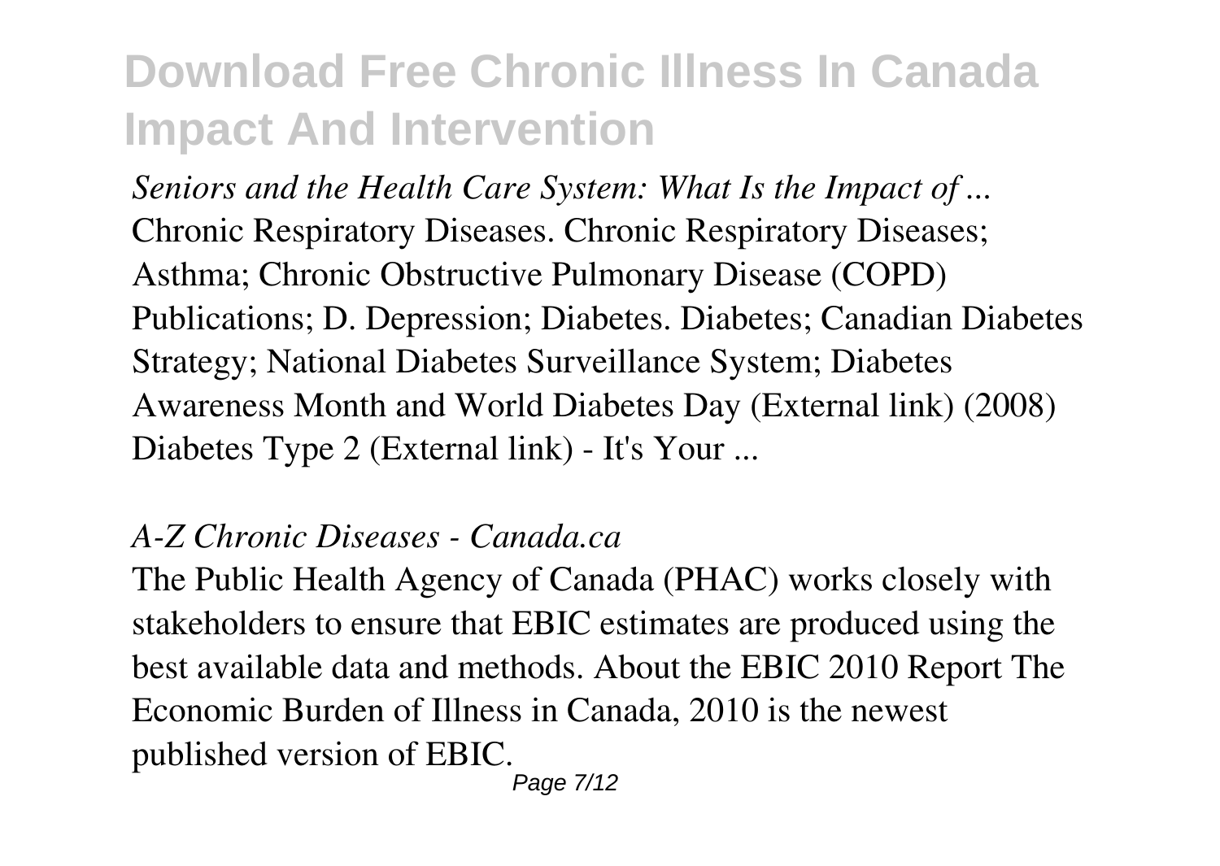*Seniors and the Health Care System: What Is the Impact of ...*
Chronic Respiratory Diseases. Chronic Respiratory Diseases; Asthma; Chronic Obstructive Pulmonary Disease (COPD) Publications; D. Depression; Diabetes. Diabetes; Canadian Diabetes Strategy; National Diabetes Surveillance System; Diabetes Awareness Month and World Diabetes Day (External link) (2008) Diabetes Type 2 (External link) - It's Your ...

*A-Z Chronic Diseases - Canada.ca*
The Public Health Agency of Canada (PHAC) works closely with stakeholders to ensure that EBIC estimates are produced using the best available data and methods. About the EBIC 2010 Report The Economic Burden of Illness in Canada, 2010 is the newest published version of EBIC.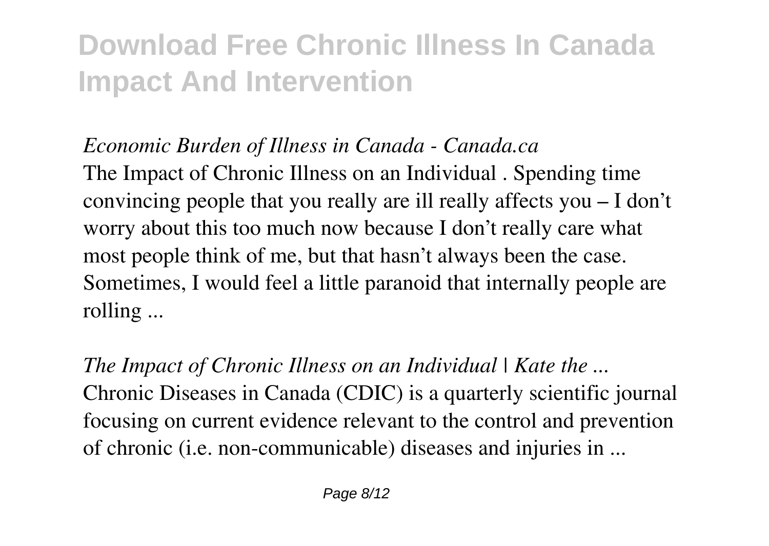*Economic Burden of Illness in Canada - Canada.ca*

The Impact of Chronic Illness on an Individual . Spending time convincing people that you really are ill really affects you – I don't worry about this too much now because I don't really care what most people think of me, but that hasn't always been the case. Sometimes, I would feel a little paranoid that internally people are rolling ...

*The Impact of Chronic Illness on an Individual | Kate the ...*

Chronic Diseases in Canada (CDIC) is a quarterly scientific journal focusing on current evidence relevant to the control and prevention of chronic (i.e. non-communicable) diseases and injuries in ...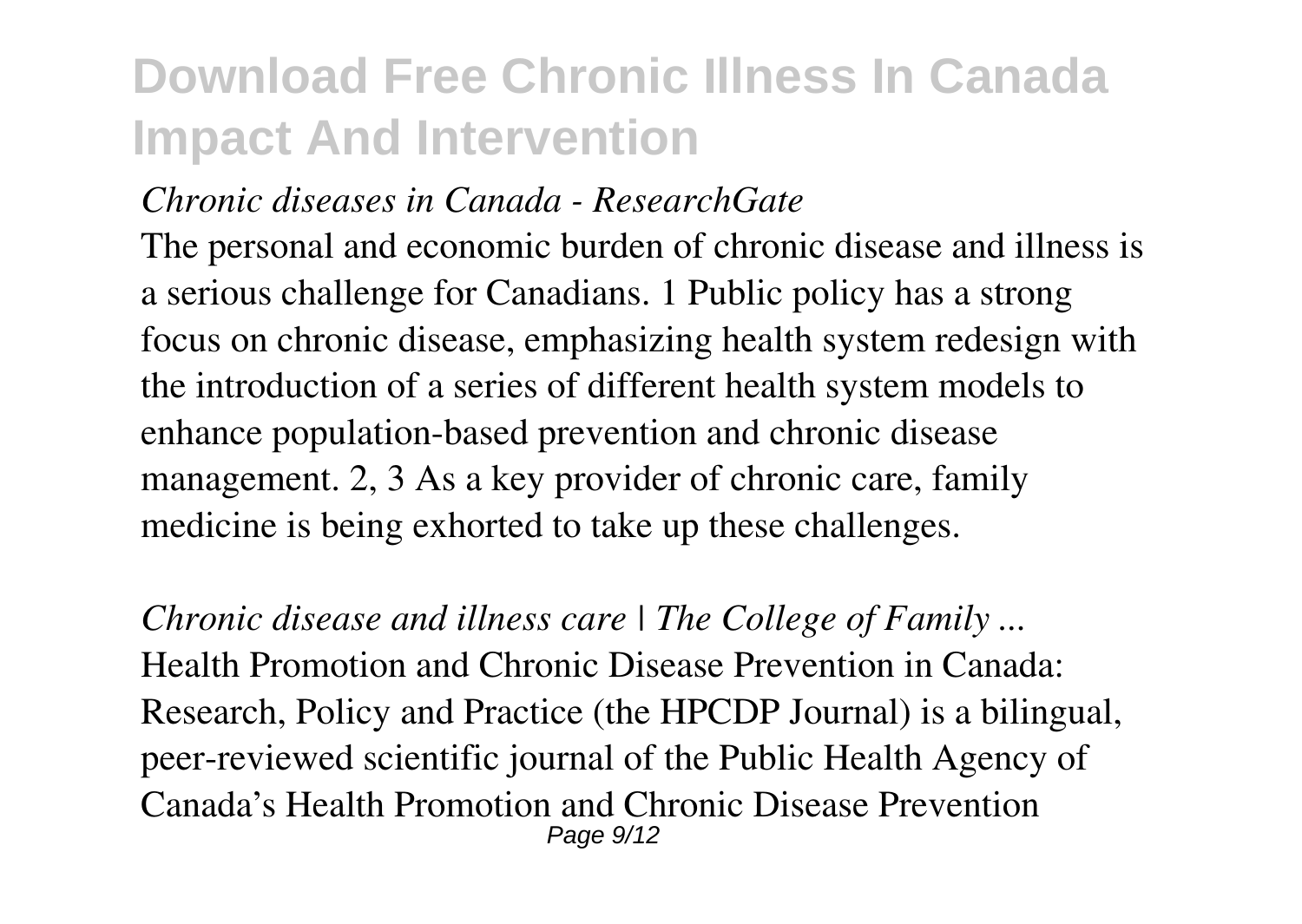*Chronic diseases in Canada - ResearchGate*

The personal and economic burden of chronic disease and illness is a serious challenge for Canadians. 1 Public policy has a strong focus on chronic disease, emphasizing health system redesign with the introduction of a series of different health system models to enhance population-based prevention and chronic disease management. 2, 3 As a key provider of chronic care, family medicine is being exhorted to take up these challenges.

*Chronic disease and illness care | The College of Family ...*

Health Promotion and Chronic Disease Prevention in Canada: Research, Policy and Practice (the HPCDP Journal) is a bilingual, peer-reviewed scientific journal of the Public Health Agency of Canada's Health Promotion and Chronic Disease Prevention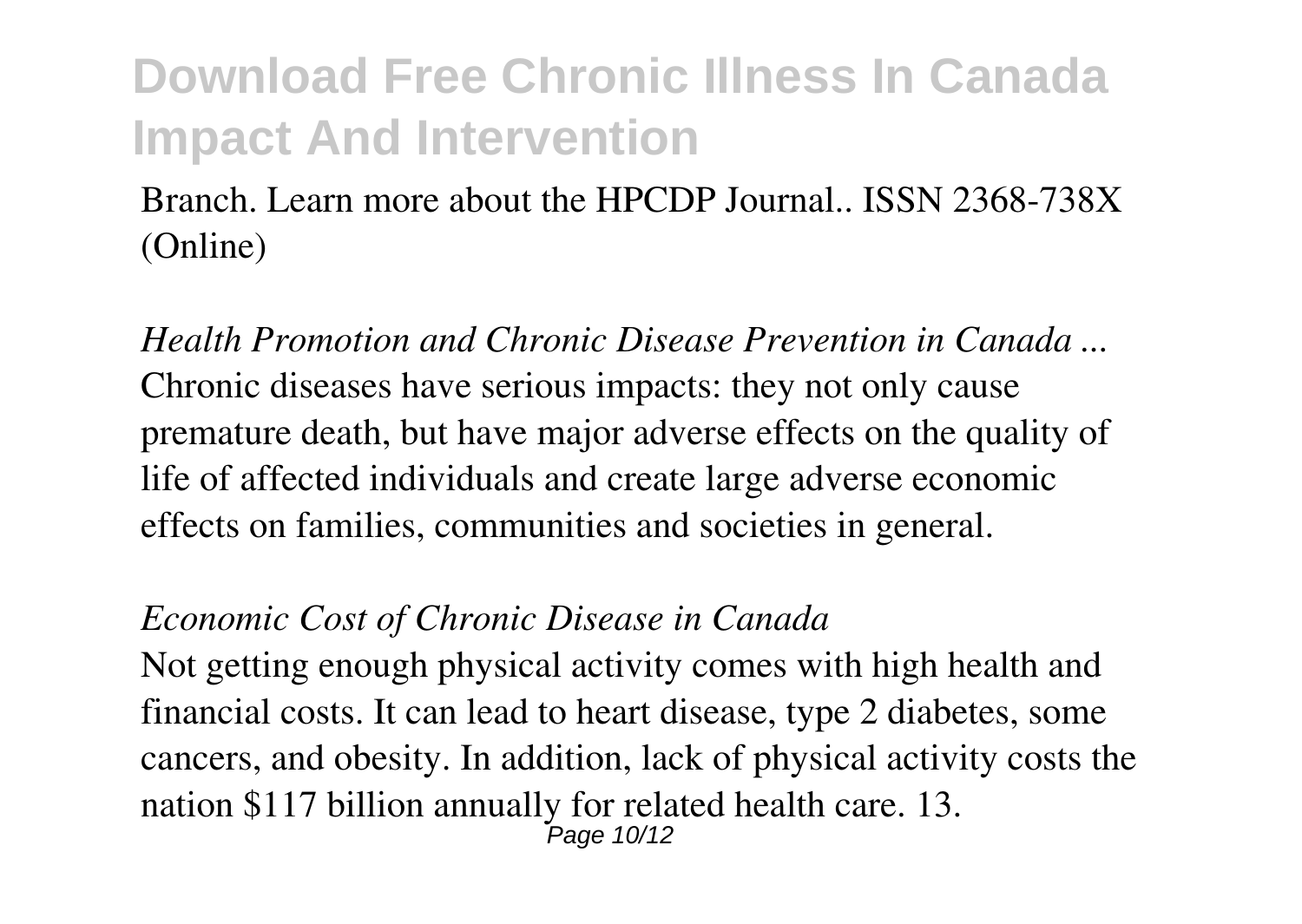Branch. Learn more about the HPCDP Journal.. ISSN 2368-738X (Online)

*Health Promotion and Chronic Disease Prevention in Canada ...*
Chronic diseases have serious impacts: they not only cause premature death, but have major adverse effects on the quality of life of affected individuals and create large adverse economic effects on families, communities and societies in general.

*Economic Cost of Chronic Disease in Canada*
Not getting enough physical activity comes with high health and financial costs. It can lead to heart disease, type 2 diabetes, some cancers, and obesity. In addition, lack of physical activity costs the nation $117 billion annually for related health care. 13.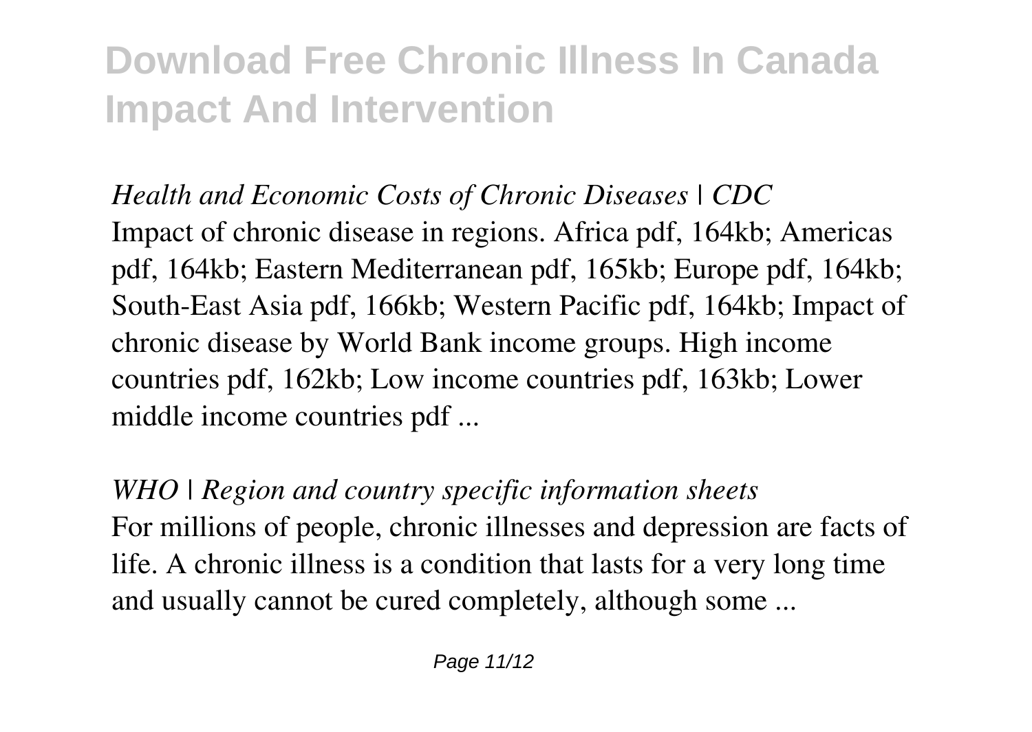*Health and Economic Costs of Chronic Diseases | CDC*

Impact of chronic disease in regions. Africa pdf, 164kb; Americas pdf, 164kb; Eastern Mediterranean pdf, 165kb; Europe pdf, 164kb; South-East Asia pdf, 166kb; Western Pacific pdf, 164kb; Impact of chronic disease by World Bank income groups. High income countries pdf, 162kb; Low income countries pdf, 163kb; Lower middle income countries pdf ...

*WHO | Region and country specific information sheets*

For millions of people, chronic illnesses and depression are facts of life. A chronic illness is a condition that lasts for a very long time and usually cannot be cured completely, although some ...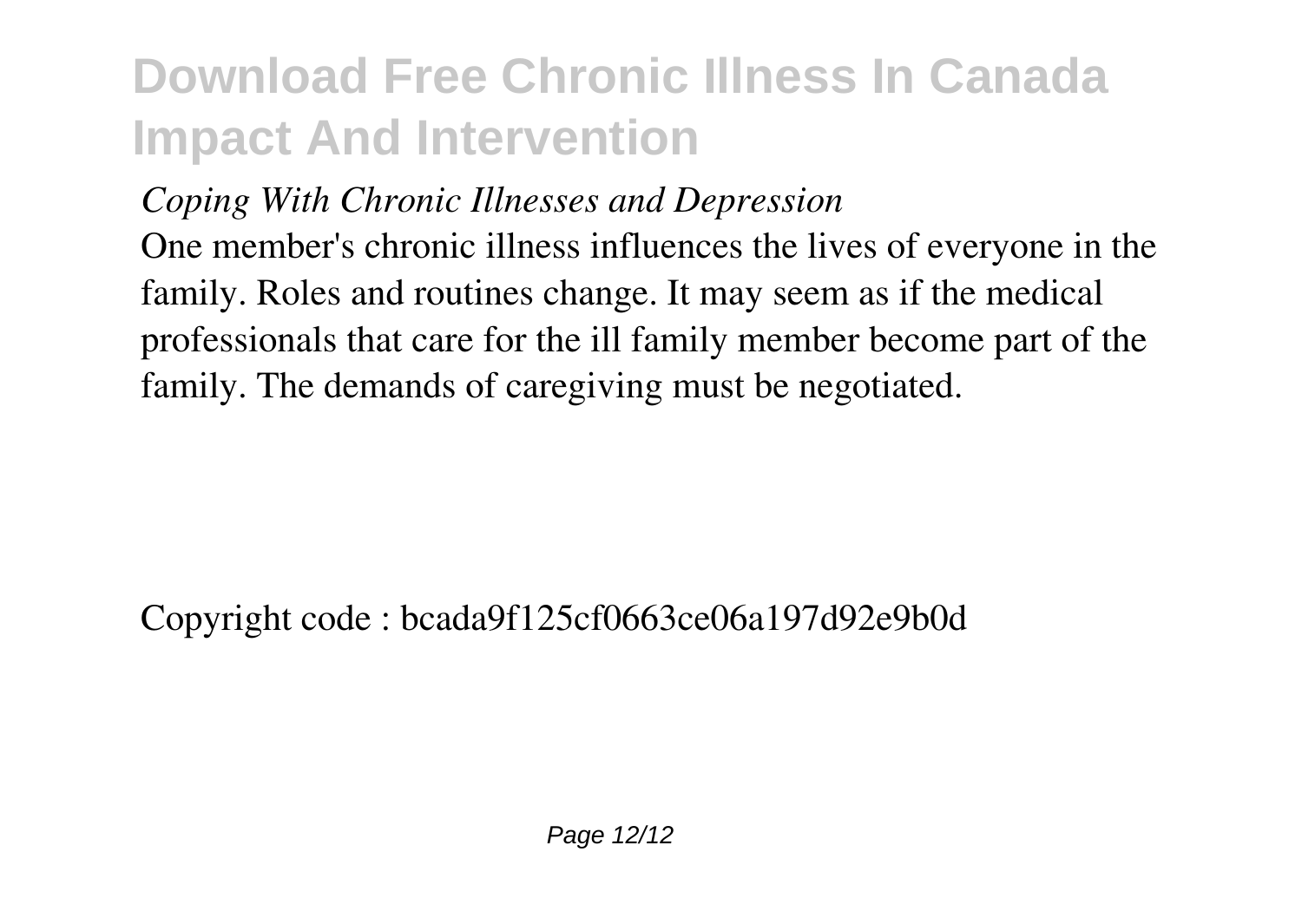*Coping With Chronic Illnesses and Depression*

One member's chronic illness influences the lives of everyone in the family. Roles and routines change. It may seem as if the medical professionals that care for the ill family member become part of the family. The demands of caregiving must be negotiated.

Copyright code : bcada9f125cf0663ce06a197d92e9b0d